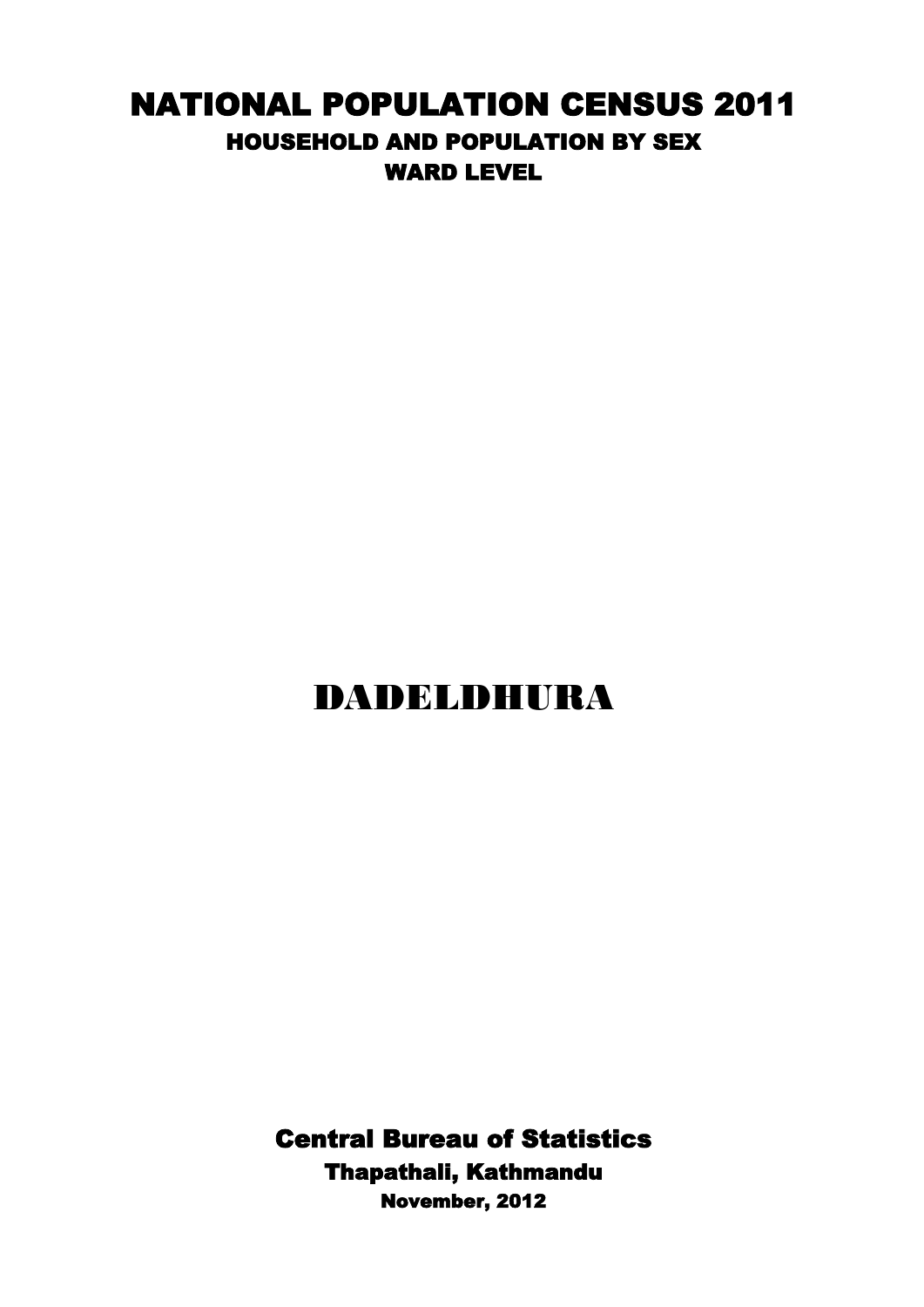# NATIONAL POPULATION CENSUS 2011

## HOUSEHOLD AND POPULATION BY SEX

## WARD LEVEL

# DADELDHURA

**Central Bureau of Statistics**

**Thapathali, Kathmandu**

**November, 2012**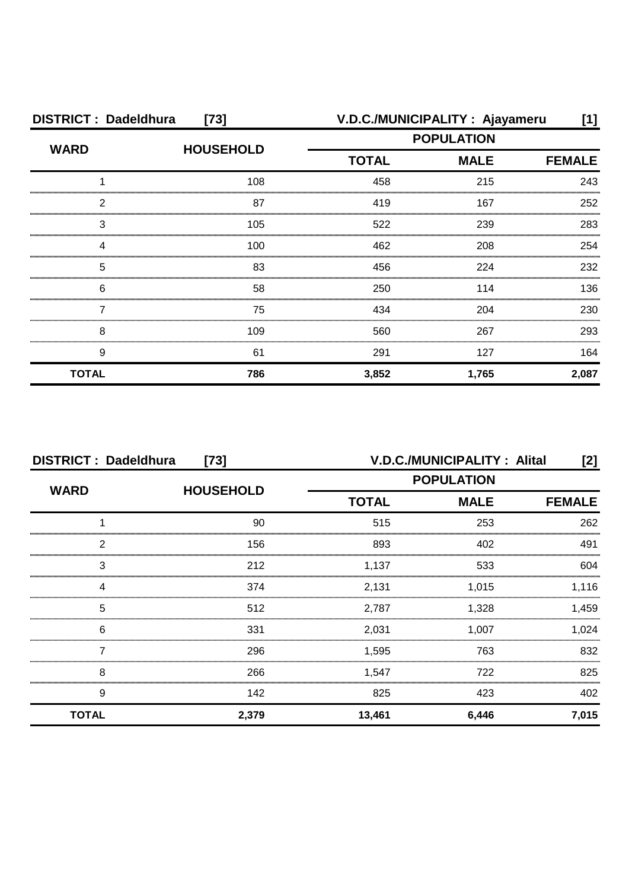**DISTRICT : Dadeldhura [73]** **V.D.C./MUNICIPALITY : Ajayameru [1]**

| WARD | HOUSEHOLD | POPULATION | | |
|---|---|---|---|---|
| | | TOTAL | MALE | FEMALE |
| 1 | 108 | 458 | 215 | 243 |
| 2 | 87 | 419 | 167 | 252 |
| 3 | 105 | 522 | 239 | 283 |
| 4 | 100 | 462 | 208 | 254 |
| 5 | 83 | 456 | 224 | 232 |
| 6 | 58 | 250 | 114 | 136 |
| 7 | 75 | 434 | 204 | 230 |
| 8 | 109 | 560 | 267 | 293 |
| 9 | 61 | 291 | 127 | 164 |
| **TOTAL** | **786** | **3,852** | **1,765** | **2,087** |

**DISTRICT : Dadeldhura [73]** **V.D.C./MUNICIPALITY : Alital [2]**

| WARD | HOUSEHOLD | POPULATION | | |
|---|---|---|---|---|
| | | TOTAL | MALE | FEMALE |
| 1 | 90 | 515 | 253 | 262 |
| 2 | 156 | 893 | 402 | 491 |
| 3 | 212 | 1,137 | 533 | 604 |
| 4 | 374 | 2,131 | 1,015 | 1,116 |
| 5 | 512 | 2,787 | 1,328 | 1,459 |
| 6 | 331 | 2,031 | 1,007 | 1,024 |
| 7 | 296 | 1,595 | 763 | 832 |
| 8 | 266 | 1,547 | 722 | 825 |
| 9 | 142 | 825 | 423 | 402 |
| **TOTAL** | **2,379** | **13,461** | **6,446** | **7,015** |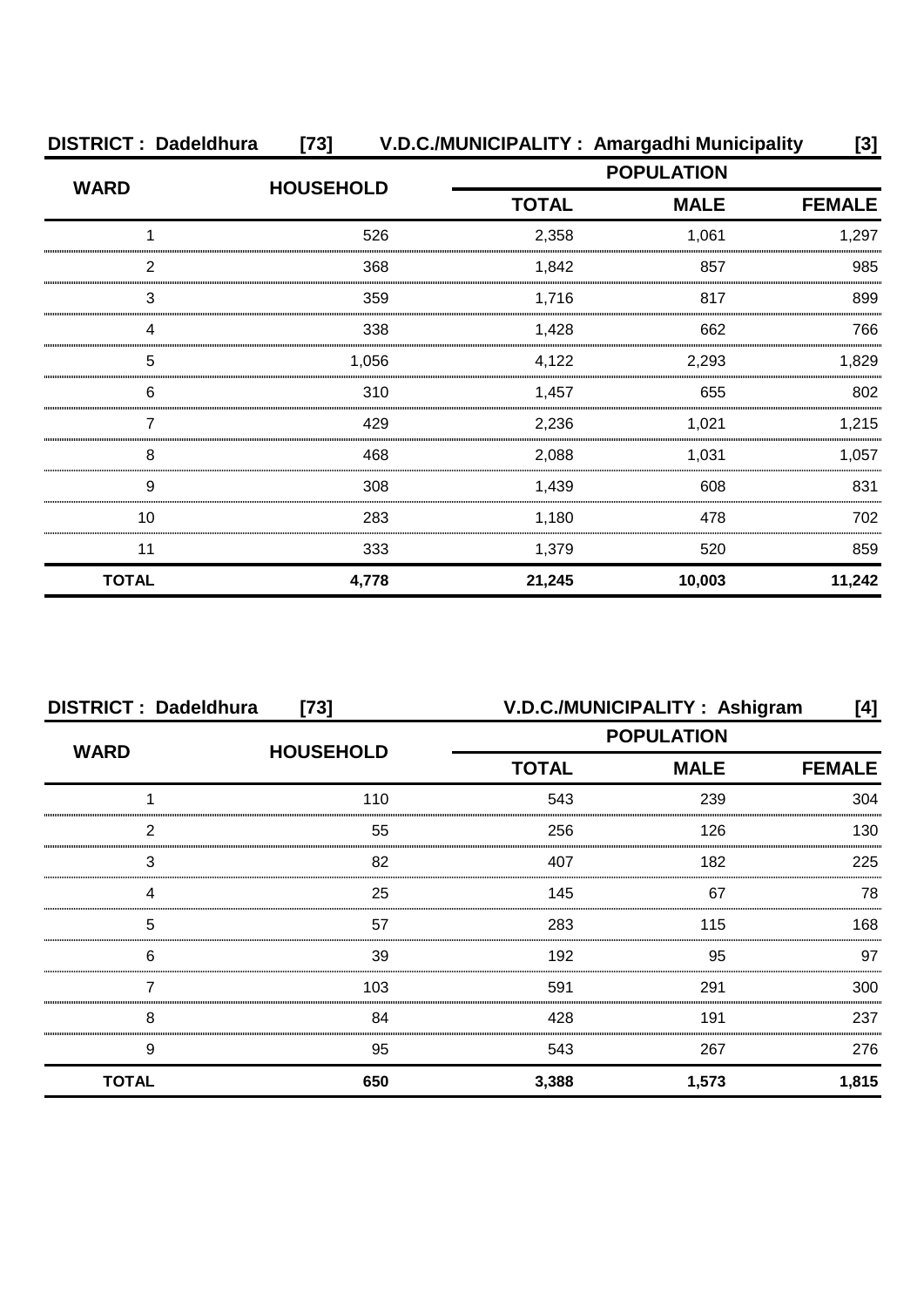**DISTRICT : Dadeldhura [73] V.D.C./MUNICIPALITY : Amargadhi Municipality [3]**

| WARD | HOUSEHOLD | POPULATION | | |
|---|---|---|---|---|
| | | TOTAL | MALE | FEMALE |
| 1 | 526 | 2,358 | 1,061 | 1,297 |
| 2 | 368 | 1,842 | 857 | 985 |
| 3 | 359 | 1,716 | 817 | 899 |
| 4 | 338 | 1,428 | 662 | 766 |
| 5 | 1,056 | 4,122 | 2,293 | 1,829 |
| 6 | 310 | 1,457 | 655 | 802 |
| 7 | 429 | 2,236 | 1,021 | 1,215 |
| 8 | 468 | 2,088 | 1,031 | 1,057 |
| 9 | 308 | 1,439 | 608 | 831 |
| 10 | 283 | 1,180 | 478 | 702 |
| 11 | 333 | 1,379 | 520 | 859 |
| **TOTAL** | **4,778** | **21,245** | **10,003** | **11,242** |

**DISTRICT : Dadeldhura [73] V.D.C./MUNICIPALITY : Ashigram [4]**

| WARD | HOUSEHOLD | POPULATION | | |
|---|---|---|---|---|
| | | TOTAL | MALE | FEMALE |
| 1 | 110 | 543 | 239 | 304 |
| 2 | 55 | 256 | 126 | 130 |
| 3 | 82 | 407 | 182 | 225 |
| 4 | 25 | 145 | 67 | 78 |
| 5 | 57 | 283 | 115 | 168 |
| 6 | 39 | 192 | 95 | 97 |
| 7 | 103 | 591 | 291 | 300 |
| 8 | 84 | 428 | 191 | 237 |
| 9 | 95 | 543 | 267 | 276 |
| **TOTAL** | **650** | **3,388** | **1,573** | **1,815** |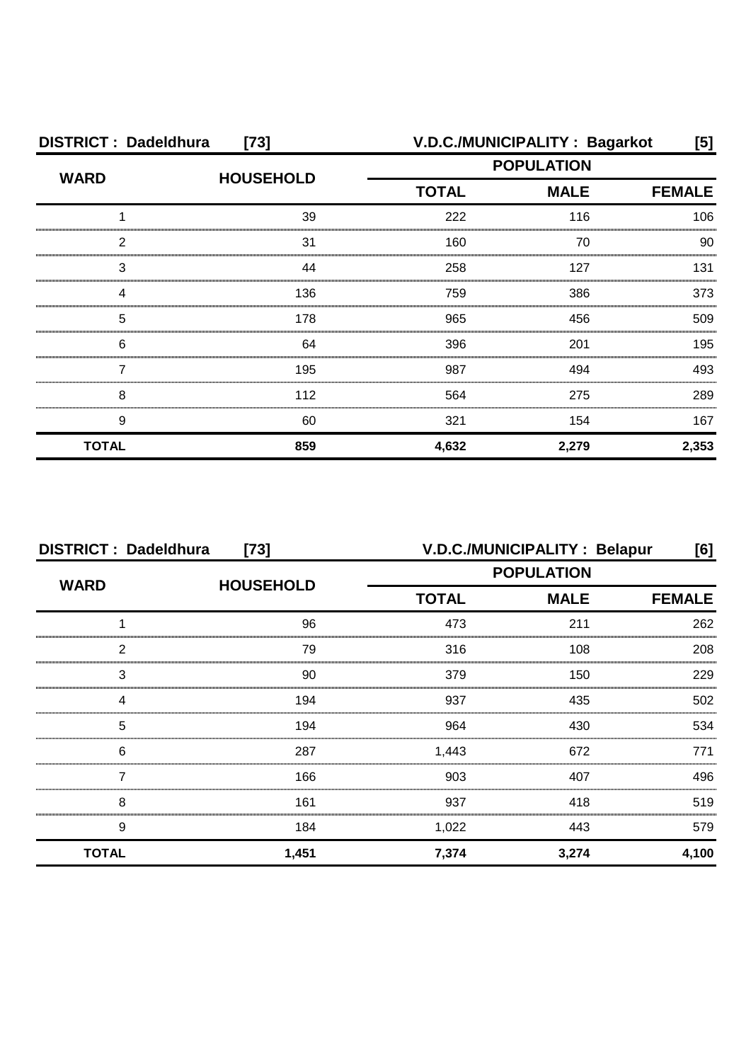**DISTRICT : Dadeldhura [73]** **V.D.C./MUNICIPALITY : Bagarkot [5]**

| WARD | HOUSEHOLD | POPULATION | | |
|---|---|---|---|---|
| | | TOTAL | MALE | FEMALE |
| 1 | 39 | 222 | 116 | 106 |
| 2 | 31 | 160 | 70 | 90 |
| 3 | 44 | 258 | 127 | 131 |
| 4 | 136 | 759 | 386 | 373 |
| 5 | 178 | 965 | 456 | 509 |
| 6 | 64 | 396 | 201 | 195 |
| 7 | 195 | 987 | 494 | 493 |
| 8 | 112 | 564 | 275 | 289 |
| 9 | 60 | 321 | 154 | 167 |
| **TOTAL** | **859** | **4,632** | **2,279** | **2,353** |

**DISTRICT : Dadeldhura [73]** **V.D.C./MUNICIPALITY : Belapur [6]**

| WARD | HOUSEHOLD | POPULATION | | |
|---|---|---|---|---|
| | | TOTAL | MALE | FEMALE |
| 1 | 96 | 473 | 211 | 262 |
| 2 | 79 | 316 | 108 | 208 |
| 3 | 90 | 379 | 150 | 229 |
| 4 | 194 | 937 | 435 | 502 |
| 5 | 194 | 964 | 430 | 534 |
| 6 | 287 | 1,443 | 672 | 771 |
| 7 | 166 | 903 | 407 | 496 |
| 8 | 161 | 937 | 418 | 519 |
| 9 | 184 | 1,022 | 443 | 579 |
| **TOTAL** | **1,451** | **7,374** | **3,274** | **4,100** |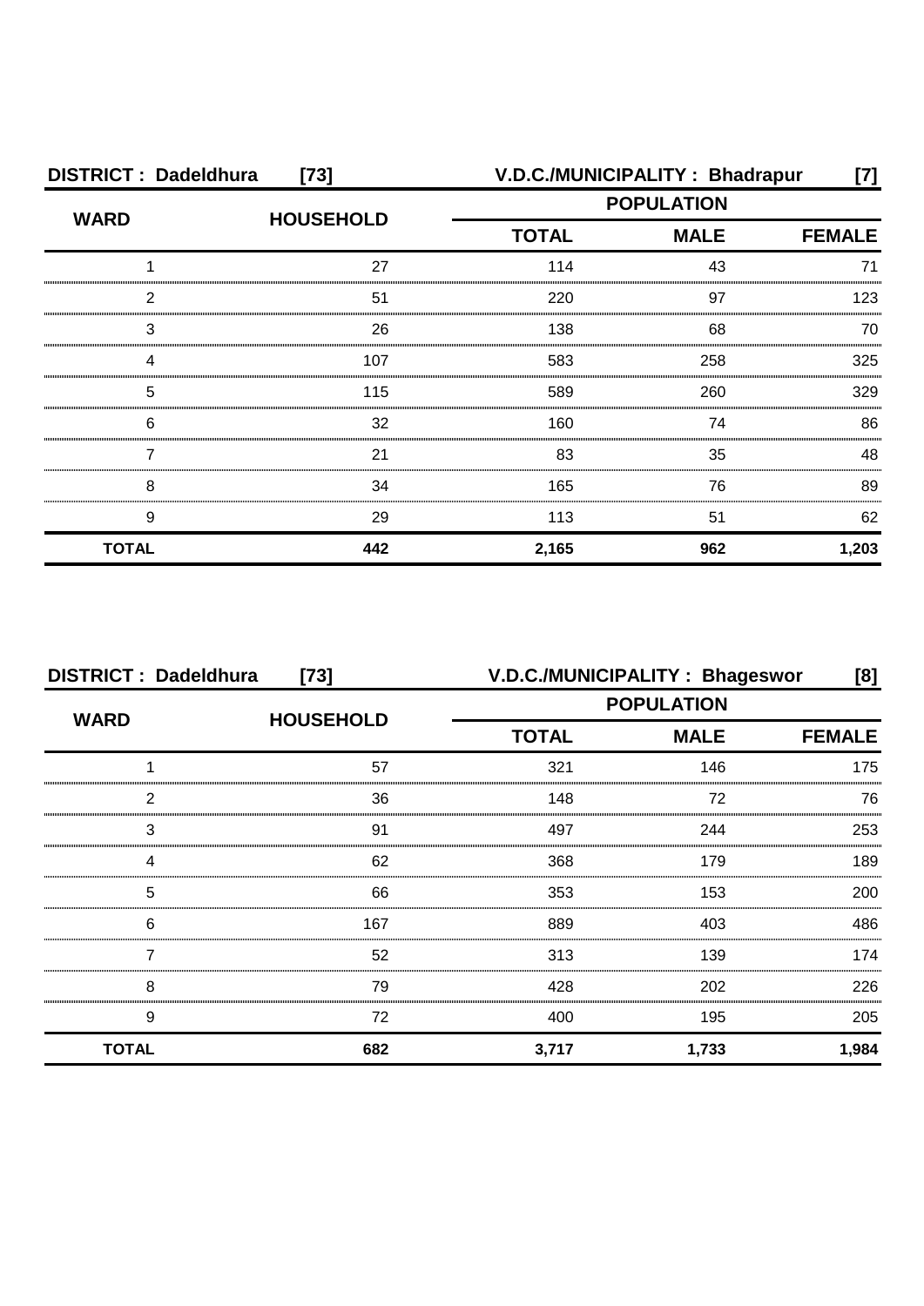| DISTRICT : Dadeldhura | [73] | V.D.C./MUNICIPALITY : Bhadrapur | | [7] |
|---|---|---|---|---|
| WARD | HOUSEHOLD | POPULATION | | |
| | | TOTAL | MALE | FEMALE |
| 1 | 27 | 114 | 43 | 71 |
| 2 | 51 | 220 | 97 | 123 |
| 3 | 26 | 138 | 68 | 70 |
| 4 | 107 | 583 | 258 | 325 |
| 5 | 115 | 589 | 260 | 329 |
| 6 | 32 | 160 | 74 | 86 |
| 7 | 21 | 83 | 35 | 48 |
| 8 | 34 | 165 | 76 | 89 |
| 9 | 29 | 113 | 51 | 62 |
| **TOTAL** | **442** | **2,165** | **962** | **1,203** |

| DISTRICT : Dadeldhura | [73] | V.D.C./MUNICIPALITY : Bhageswor | | [8] |
|---|---|---|---|---|
| WARD | HOUSEHOLD | POPULATION | | |
| | | TOTAL | MALE | FEMALE |
| 1 | 57 | 321 | 146 | 175 |
| 2 | 36 | 148 | 72 | 76 |
| 3 | 91 | 497 | 244 | 253 |
| 4 | 62 | 368 | 179 | 189 |
| 5 | 66 | 353 | 153 | 200 |
| 6 | 167 | 889 | 403 | 486 |
| 7 | 52 | 313 | 139 | 174 |
| 8 | 79 | 428 | 202 | 226 |
| 9 | 72 | 400 | 195 | 205 |
| **TOTAL** | **682** | **3,717** | **1,733** | **1,984** |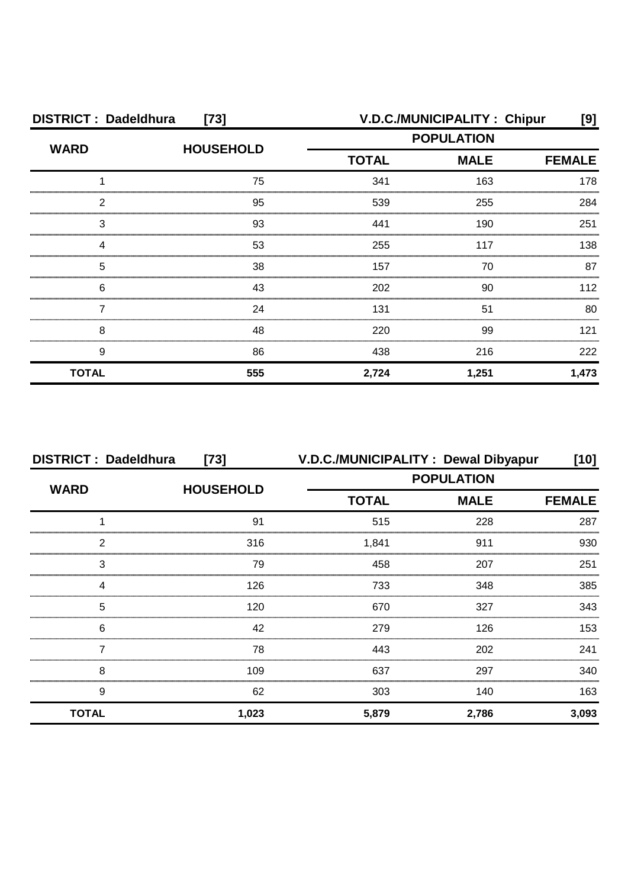**DISTRICT : Dadeldhura [73]** **V.D.C./MUNICIPALITY : Chipur [9]**

| WARD | HOUSEHOLD | POPULATION | | |
|---|---|---|---|---|
| | | TOTAL | MALE | FEMALE |
| 1 | 75 | 341 | 163 | 178 |
| 2 | 95 | 539 | 255 | 284 |
| 3 | 93 | 441 | 190 | 251 |
| 4 | 53 | 255 | 117 | 138 |
| 5 | 38 | 157 | 70 | 87 |
| 6 | 43 | 202 | 90 | 112 |
| 7 | 24 | 131 | 51 | 80 |
| 8 | 48 | 220 | 99 | 121 |
| 9 | 86 | 438 | 216 | 222 |
| **TOTAL** | **555** | **2,724** | **1,251** | **1,473** |

**DISTRICT : Dadeldhura [73]** **V.D.C./MUNICIPALITY : Dewal Dibyapur [10]**

| WARD | HOUSEHOLD | POPULATION | | |
|---|---|---|---|---|
| | | TOTAL | MALE | FEMALE |
| 1 | 91 | 515 | 228 | 287 |
| 2 | 316 | 1,841 | 911 | 930 |
| 3 | 79 | 458 | 207 | 251 |
| 4 | 126 | 733 | 348 | 385 |
| 5 | 120 | 670 | 327 | 343 |
| 6 | 42 | 279 | 126 | 153 |
| 7 | 78 | 443 | 202 | 241 |
| 8 | 109 | 637 | 297 | 340 |
| 9 | 62 | 303 | 140 | 163 |
| **TOTAL** | **1,023** | **5,879** | **2,786** | **3,093** |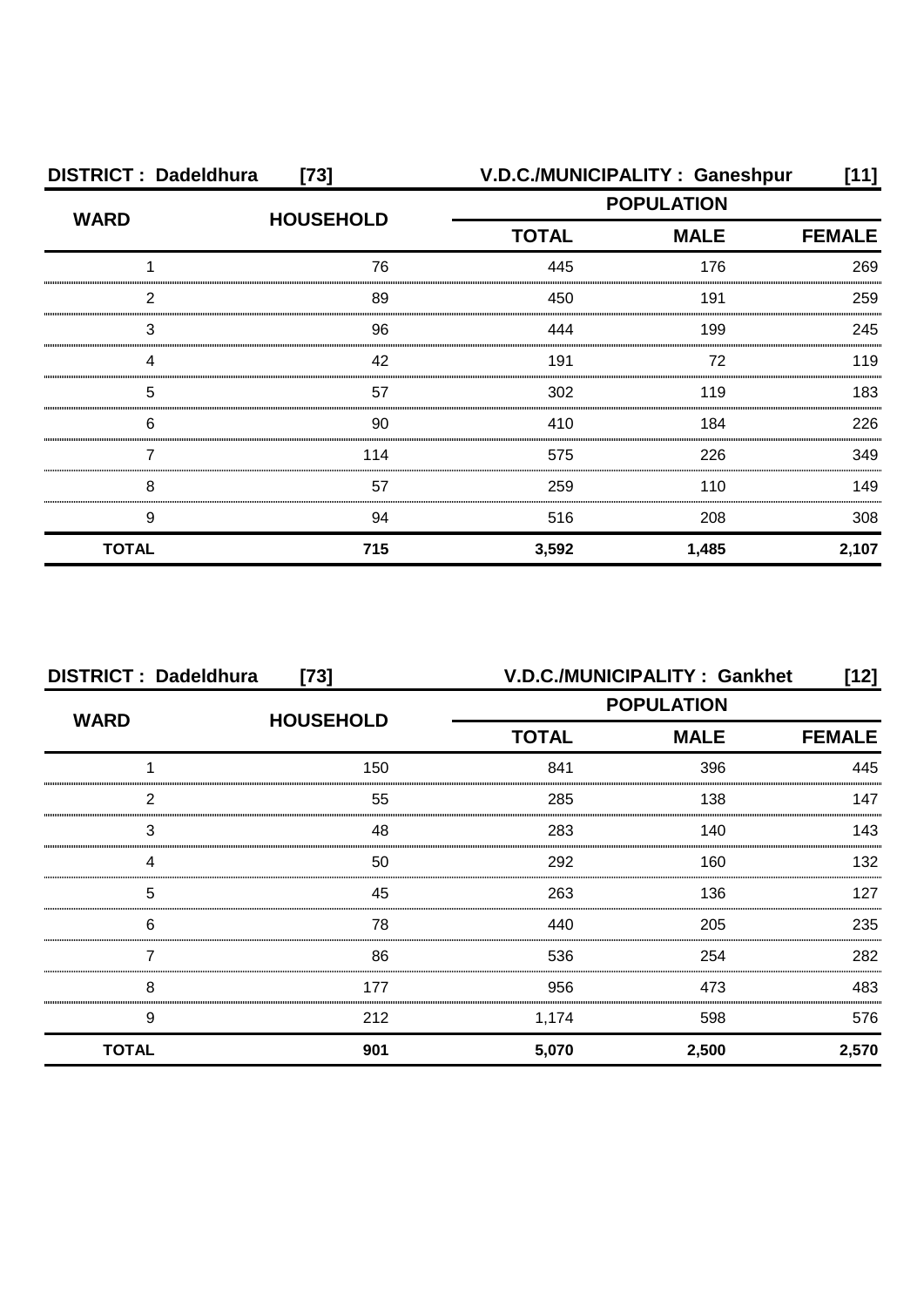**DISTRICT : Dadeldhura [73]** | **V.D.C./MUNICIPALITY : Ganeshpur [11]**

| WARD | HOUSEHOLD | POPULATION | | |
|---|---|---|---|---|
| | | TOTAL | MALE | FEMALE |
| 1 | 76 | 445 | 176 | 269 |
| 2 | 89 | 450 | 191 | 259 |
| 3 | 96 | 444 | 199 | 245 |
| 4 | 42 | 191 | 72 | 119 |
| 5 | 57 | 302 | 119 | 183 |
| 6 | 90 | 410 | 184 | 226 |
| 7 | 114 | 575 | 226 | 349 |
| 8 | 57 | 259 | 110 | 149 |
| 9 | 94 | 516 | 208 | 308 |
| **TOTAL** | **715** | **3,592** | **1,485** | **2,107** |

**DISTRICT : Dadeldhura [73]** | **V.D.C./MUNICIPALITY : Gankhet [12]**

| WARD | HOUSEHOLD | POPULATION | | |
|---|---|---|---|---|
| | | TOTAL | MALE | FEMALE |
| 1 | 150 | 841 | 396 | 445 |
| 2 | 55 | 285 | 138 | 147 |
| 3 | 48 | 283 | 140 | 143 |
| 4 | 50 | 292 | 160 | 132 |
| 5 | 45 | 263 | 136 | 127 |
| 6 | 78 | 440 | 205 | 235 |
| 7 | 86 | 536 | 254 | 282 |
| 8 | 177 | 956 | 473 | 483 |
| 9 | 212 | 1,174 | 598 | 576 |
| **TOTAL** | **901** | **5,070** | **2,500** | **2,570** |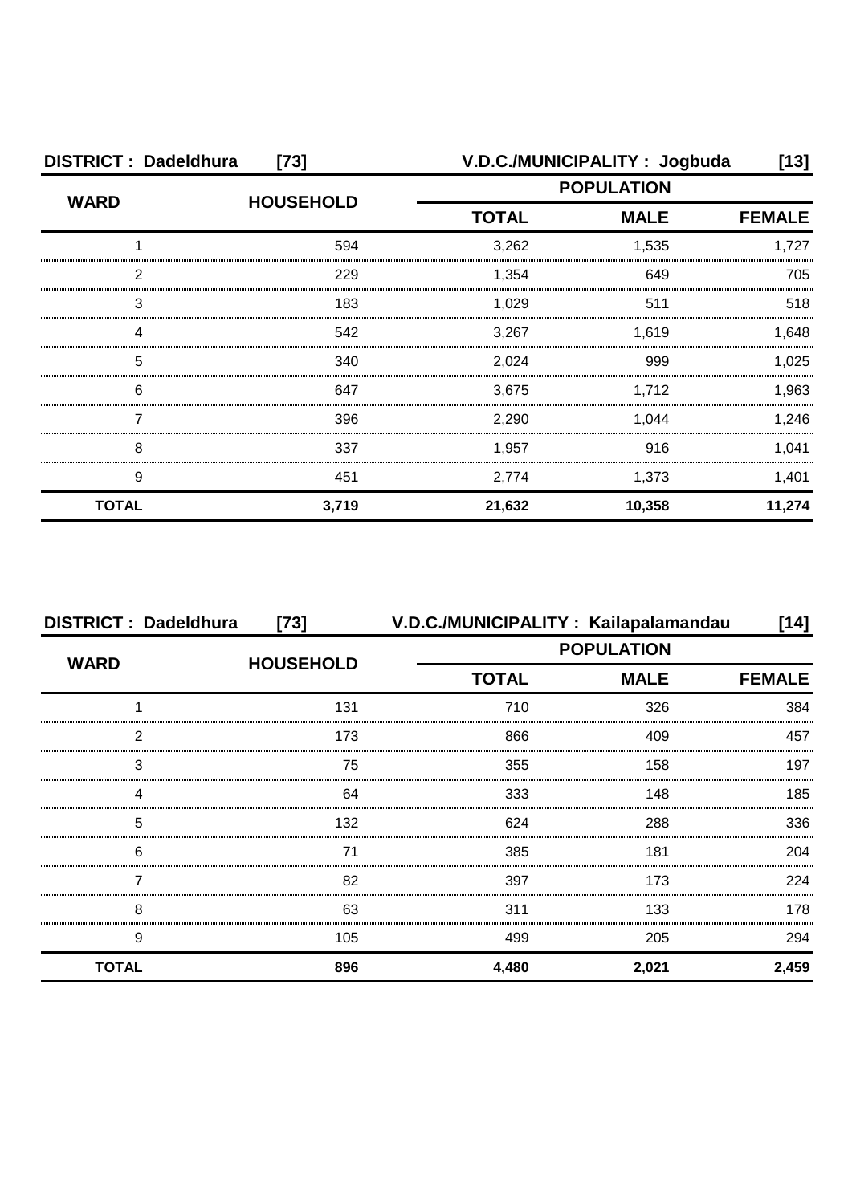**DISTRICT : Dadeldhura [73] V.D.C./MUNICIPALITY : Jogbuda [13]**

| WARD | HOUSEHOLD | POPULATION | | |
|---|---|---|---|---|
| | | TOTAL | MALE | FEMALE |
| 1 | 594 | 3,262 | 1,535 | 1,727 |
| 2 | 229 | 1,354 | 649 | 705 |
| 3 | 183 | 1,029 | 511 | 518 |
| 4 | 542 | 3,267 | 1,619 | 1,648 |
| 5 | 340 | 2,024 | 999 | 1,025 |
| 6 | 647 | 3,675 | 1,712 | 1,963 |
| 7 | 396 | 2,290 | 1,044 | 1,246 |
| 8 | 337 | 1,957 | 916 | 1,041 |
| 9 | 451 | 2,774 | 1,373 | 1,401 |
| **TOTAL** | **3,719** | **21,632** | **10,358** | **11,274** |

**DISTRICT : Dadeldhura [73] V.D.C./MUNICIPALITY : Kailapalamandau [14]**

| WARD | HOUSEHOLD | POPULATION | | |
|---|---|---|---|---|
| | | TOTAL | MALE | FEMALE |
| 1 | 131 | 710 | 326 | 384 |
| 2 | 173 | 866 | 409 | 457 |
| 3 | 75 | 355 | 158 | 197 |
| 4 | 64 | 333 | 148 | 185 |
| 5 | 132 | 624 | 288 | 336 |
| 6 | 71 | 385 | 181 | 204 |
| 7 | 82 | 397 | 173 | 224 |
| 8 | 63 | 311 | 133 | 178 |
| 9 | 105 | 499 | 205 | 294 |
| **TOTAL** | **896** | **4,480** | **2,021** | **2,459** |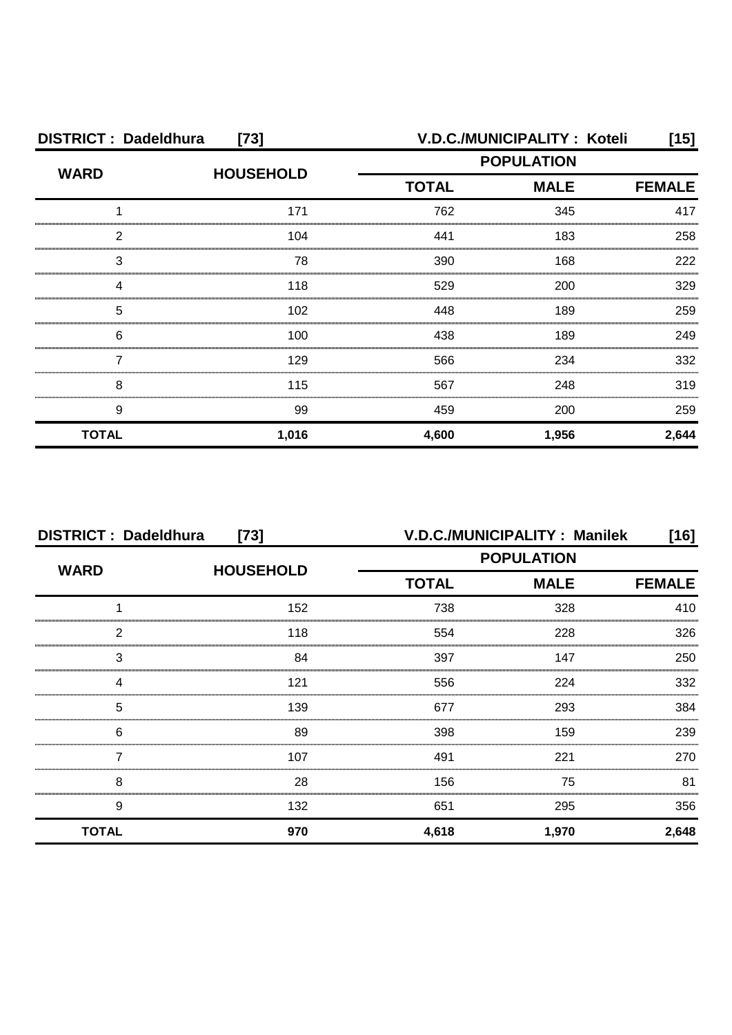**DISTRICT : Dadeldhura [73]** **V.D.C./MUNICIPALITY : Koteli [15]**

| WARD | HOUSEHOLD | POPULATION | | |
|---|---|---|---|---|
| | | TOTAL | MALE | FEMALE |
| 1 | 171 | 762 | 345 | 417 |
| 2 | 104 | 441 | 183 | 258 |
| 3 | 78 | 390 | 168 | 222 |
| 4 | 118 | 529 | 200 | 329 |
| 5 | 102 | 448 | 189 | 259 |
| 6 | 100 | 438 | 189 | 249 |
| 7 | 129 | 566 | 234 | 332 |
| 8 | 115 | 567 | 248 | 319 |
| 9 | 99 | 459 | 200 | 259 |
| **TOTAL** | **1,016** | **4,600** | **1,956** | **2,644** |

**DISTRICT : Dadeldhura [73]** **V.D.C./MUNICIPALITY : Manilek [16]**

| WARD | HOUSEHOLD | POPULATION | | |
|---|---|---|---|---|
| | | TOTAL | MALE | FEMALE |
| 1 | 152 | 738 | 328 | 410 |
| 2 | 118 | 554 | 228 | 326 |
| 3 | 84 | 397 | 147 | 250 |
| 4 | 121 | 556 | 224 | 332 |
| 5 | 139 | 677 | 293 | 384 |
| 6 | 89 | 398 | 159 | 239 |
| 7 | 107 | 491 | 221 | 270 |
| 8 | 28 | 156 | 75 | 81 |
| 9 | 132 | 651 | 295 | 356 |
| **TOTAL** | **970** | **4,618** | **1,970** | **2,648** |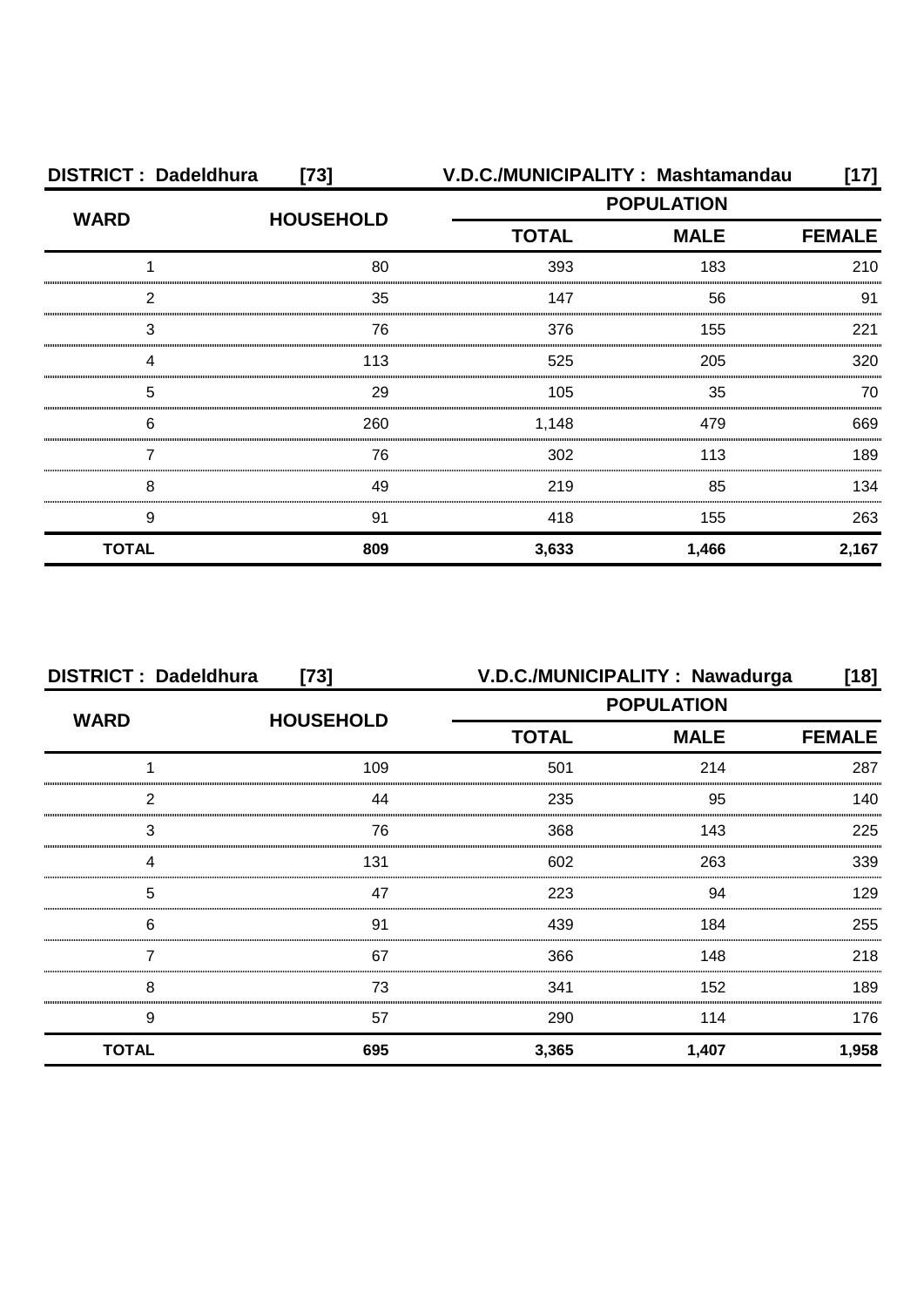| DISTRICT : Dadeldhura | [73] | V.D.C./MUNICIPALITY : Mashtamandau | | [17] |
|---|---|---|---|---|
| WARD | HOUSEHOLD | POPULATION | | |
| | | TOTAL | MALE | FEMALE |
| 1 | 80 | 393 | 183 | 210 |
| 2 | 35 | 147 | 56 | 91 |
| 3 | 76 | 376 | 155 | 221 |
| 4 | 113 | 525 | 205 | 320 |
| 5 | 29 | 105 | 35 | 70 |
| 6 | 260 | 1,148 | 479 | 669 |
| 7 | 76 | 302 | 113 | 189 |
| 8 | 49 | 219 | 85 | 134 |
| 9 | 91 | 418 | 155 | 263 |
| **TOTAL** | **809** | **3,633** | **1,466** | **2,167** |

| DISTRICT : Dadeldhura | [73] | V.D.C./MUNICIPALITY : Nawadurga | | [18] |
|---|---|---|---|---|
| WARD | HOUSEHOLD | POPULATION | | |
| | | TOTAL | MALE | FEMALE |
| 1 | 109 | 501 | 214 | 287 |
| 2 | 44 | 235 | 95 | 140 |
| 3 | 76 | 368 | 143 | 225 |
| 4 | 131 | 602 | 263 | 339 |
| 5 | 47 | 223 | 94 | 129 |
| 6 | 91 | 439 | 184 | 255 |
| 7 | 67 | 366 | 148 | 218 |
| 8 | 73 | 341 | 152 | 189 |
| 9 | 57 | 290 | 114 | 176 |
| **TOTAL** | **695** | **3,365** | **1,407** | **1,958** |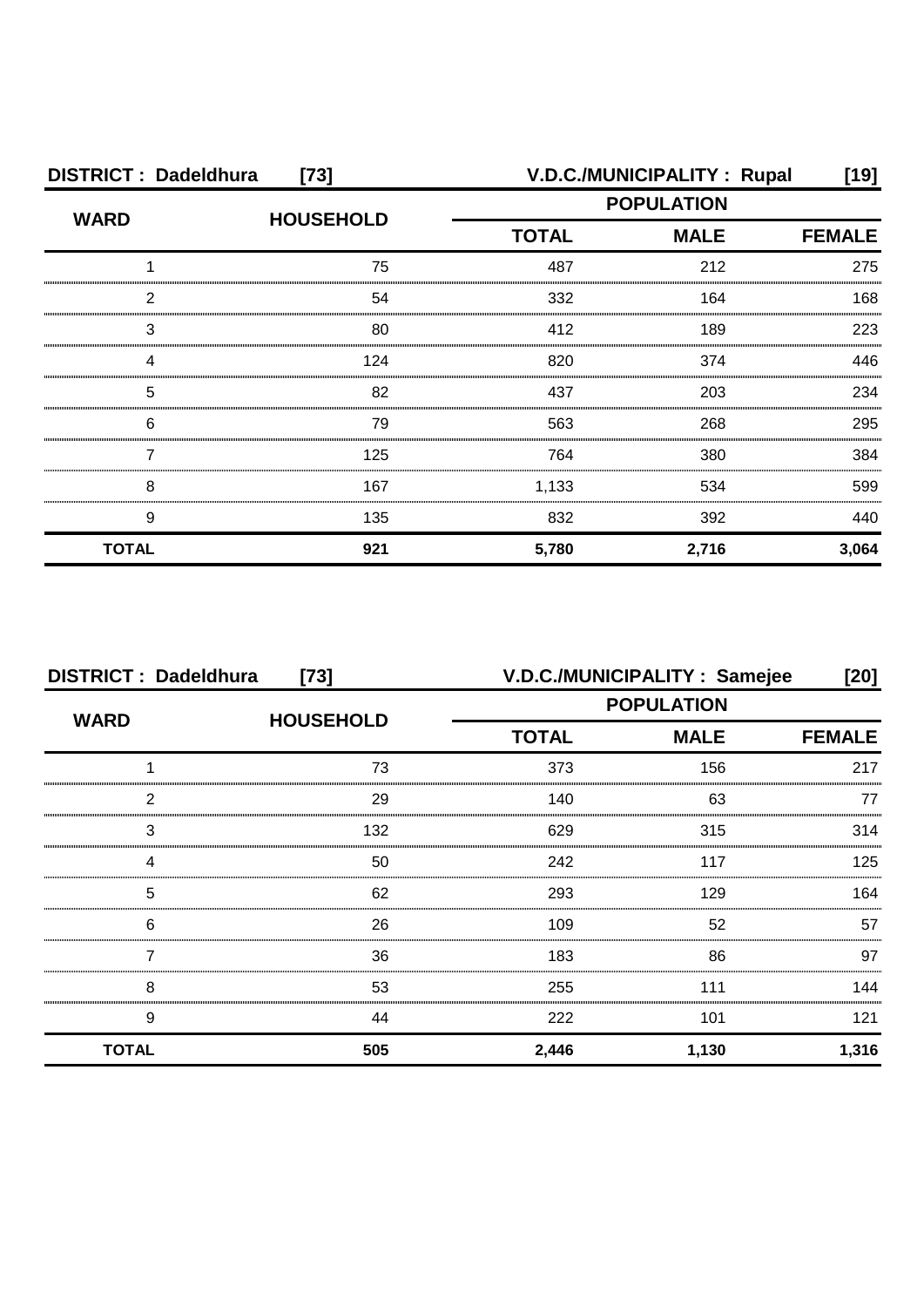**DISTRICT : Dadeldhura [73] V.D.C./MUNICIPALITY : Rupal [19]**

| WARD | HOUSEHOLD | POPULATION | | |
|---|---|---|---|---|
| | | TOTAL | MALE | FEMALE |
| 1 | 75 | 487 | 212 | 275 |
| 2 | 54 | 332 | 164 | 168 |
| 3 | 80 | 412 | 189 | 223 |
| 4 | 124 | 820 | 374 | 446 |
| 5 | 82 | 437 | 203 | 234 |
| 6 | 79 | 563 | 268 | 295 |
| 7 | 125 | 764 | 380 | 384 |
| 8 | 167 | 1,133 | 534 | 599 |
| 9 | 135 | 832 | 392 | 440 |
| **TOTAL** | **921** | **5,780** | **2,716** | **3,064** |

**DISTRICT : Dadeldhura [73] V.D.C./MUNICIPALITY : Samejee [20]**

| WARD | HOUSEHOLD | POPULATION | | |
|---|---|---|---|---|
| | | TOTAL | MALE | FEMALE |
| 1 | 73 | 373 | 156 | 217 |
| 2 | 29 | 140 | 63 | 77 |
| 3 | 132 | 629 | 315 | 314 |
| 4 | 50 | 242 | 117 | 125 |
| 5 | 62 | 293 | 129 | 164 |
| 6 | 26 | 109 | 52 | 57 |
| 7 | 36 | 183 | 86 | 97 |
| 8 | 53 | 255 | 111 | 144 |
| 9 | 44 | 222 | 101 | 121 |
| **TOTAL** | **505** | **2,446** | **1,130** | **1,316** |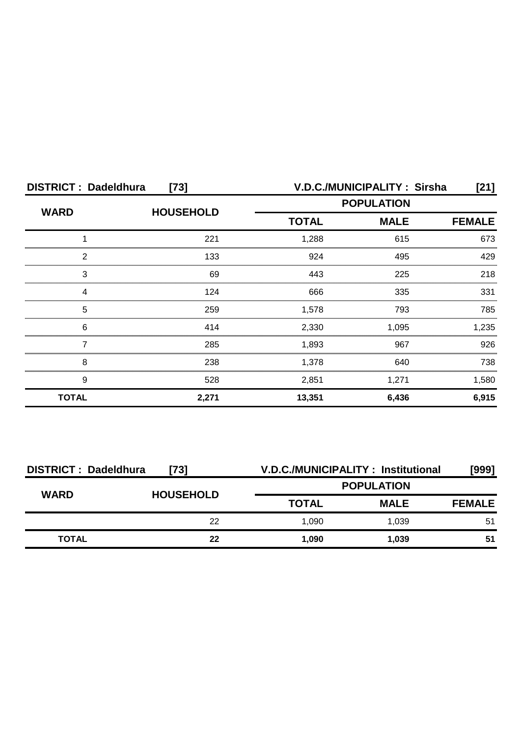**DISTRICT : Dadeldhura [73]** **V.D.C./MUNICIPALITY : Sirsha [21]**

| WARD | HOUSEHOLD | POPULATION | | |
|---|---|---|---|---|
| | | TOTAL | MALE | FEMALE |
| 1 | 221 | 1,288 | 615 | 673 |
| 2 | 133 | 924 | 495 | 429 |
| 3 | 69 | 443 | 225 | 218 |
| 4 | 124 | 666 | 335 | 331 |
| 5 | 259 | 1,578 | 793 | 785 |
| 6 | 414 | 2,330 | 1,095 | 1,235 |
| 7 | 285 | 1,893 | 967 | 926 |
| 8 | 238 | 1,378 | 640 | 738 |
| 9 | 528 | 2,851 | 1,271 | 1,580 |
| **TOTAL** | **2,271** | **13,351** | **6,436** | **6,915** |

**DISTRICT : Dadeldhura [73]** **V.D.C./MUNICIPALITY : Institutional [999]**

| WARD | HOUSEHOLD | POPULATION | | |
|---|---|---|---|---|
| | | TOTAL | MALE | FEMALE |
| | 22 | 1,090 | 1,039 | 51 |
| **TOTAL** | **22** | **1,090** | **1,039** | **51** |